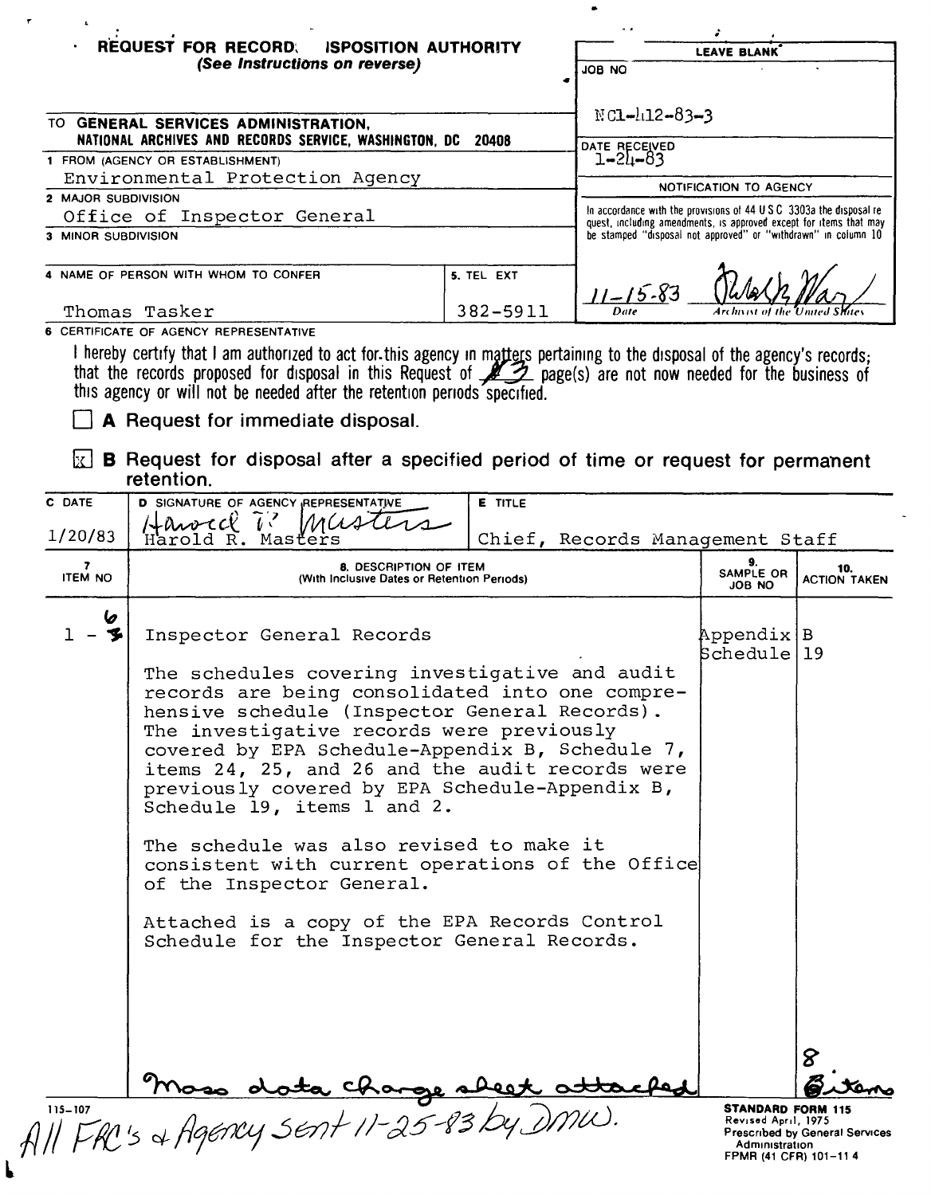# REQUEST FOR RECORDS DISPOSITION AUTHORITY

*(See Instructions on reverse)*

| LEAVE BLANK |
|---|
| JOB NO: NC1-412-83-3 |
| DATE RECEIVED: 1-24-83 |
| NOTIFICATION TO AGENCY |
| In accordance with the provisions of 44 U S C 3303a the disposal request, including amendments, is approved except for items that may be stamped "disposal not approved" or "withdrawn" in column 10 |
| 11-15-83 — Date / [signature] — Archivist of the United States |

TO **GENERAL SERVICES ADMINISTRATION, NATIONAL ARCHIVES AND RECORDS SERVICE, WASHINGTON, DC 20408**

1 FROM (AGENCY OR ESTABLISHMENT)
Environmental Protection Agency

2 MAJOR SUBDIVISION
Office of Inspector General

3 MINOR SUBDIVISION

4 NAME OF PERSON WITH WHOM TO CONFER: Thomas Tasker

5. TEL EXT: 382-5911

6 CERTIFICATE OF AGENCY REPRESENTATIVE

I hereby certify that I am authorized to act for this agency in matters pertaining to the disposal of the agency's records; that the records proposed for disposal in this Request of ~~4~~ 3 page(s) are not now needed for the business of this agency or will not be needed after the retention periods specified.

☐ **A** Request for immediate disposal.

☒ **B** Request for disposal after a specified period of time or request for permanent retention.

| C DATE | D SIGNATURE OF AGENCY REPRESENTATIVE | E TITLE |
|---|---|---|
| 1/20/83 | Harold R. Masters | Chief, Records Management Staff |

| 7. ITEM NO | 8. DESCRIPTION OF ITEM (With Inclusive Dates or Retention Periods) | 9. SAMPLE OR JOB NO | 10. ACTION TAKEN |
|---|---|---|---|
| 1 - ~~5~~ 6 | Inspector General Records<br><br>The schedules covering investigative and audit records are being consolidated into one comprehensive schedule (Inspector General Records). The investigative records were previously covered by EPA Schedule-Appendix B, Schedule 7, items 24, 25, and 26 and the audit records were previously covered by EPA Schedule-Appendix B, Schedule 19, items 1 and 2.<br><br>The schedule was also revised to make it consistent with current operations of the Office of the Inspector General.<br><br>Attached is a copy of the EPA Records Control Schedule for the Inspector General Records.<br><br>Mass data change sheet attached | Appendix B Schedule 19 | 8 ~~6~~ items |

All FRC's & Agency sent 11-25-83 by DMW.

115-107

**STANDARD FORM 115**
Revised April, 1975
Prescribed by General Services Administration
FPMR (41 CFR) 101-11 4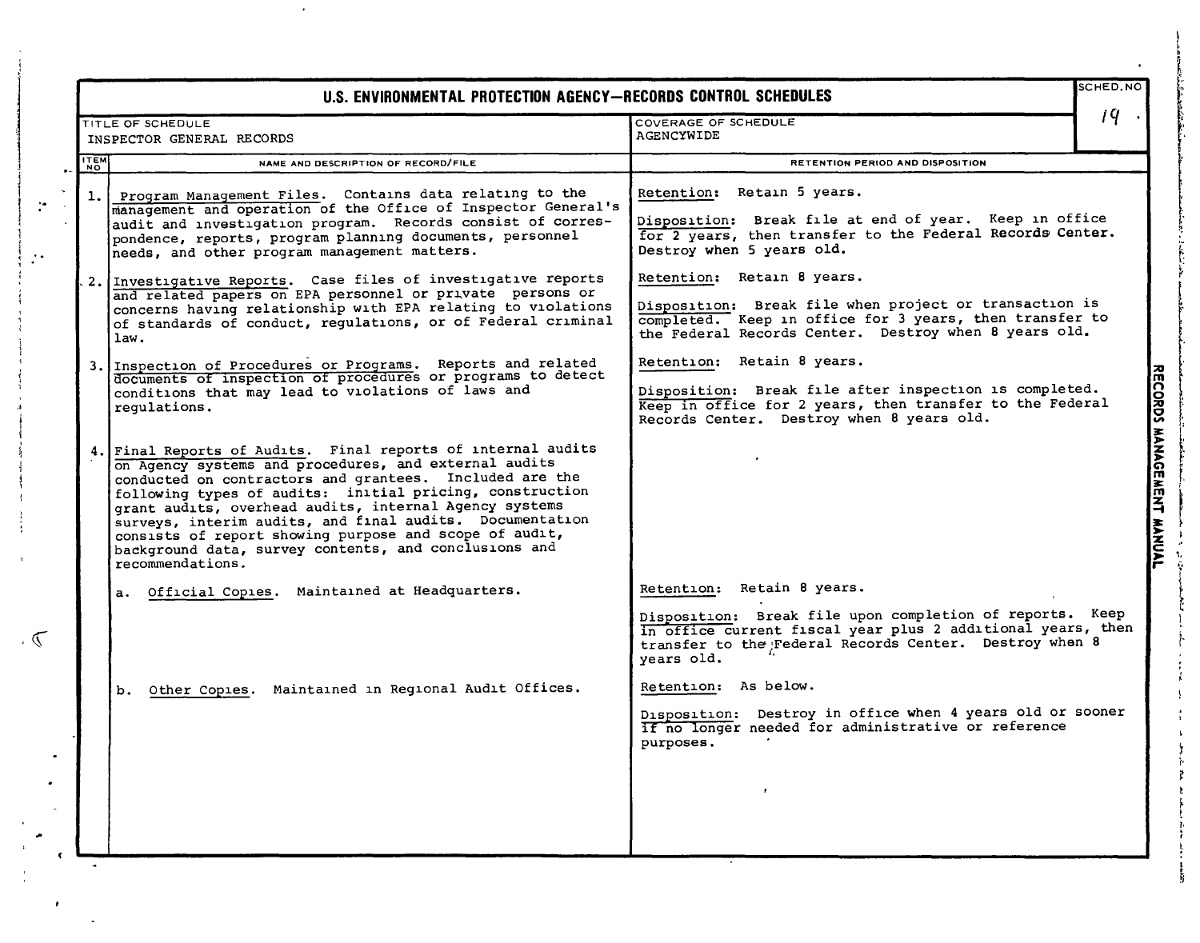## U.S. ENVIRONMENTAL PROTECTION AGENCY—RECORDS CONTROL SCHEDULES

| TITLE OF SCHEDULE | COVERAGE OF SCHEDULE | SCHED. NO |
|---|---|---|
| INSPECTOR GENERAL RECORDS | AGENCYWIDE | 19 |

| ITEM NO | NAME AND DESCRIPTION OF RECORD/FILE | RETENTION PERIOD AND DISPOSITION |
|---|---|---|
| 1. | Program Management Files. Contains data relating to the management and operation of the Office of Inspector General's audit and investigation program. Records consist of correspondence, reports, program planning documents, personnel needs, and other program management matters. | Retention: Retain 5 years.<br><br>Disposition: Break file at end of year. Keep in office for 2 years, then transfer to the Federal Records Center. Destroy when 5 years old. |
| 2. | Investigative Reports. Case files of investigative reports and related papers on EPA personnel or private persons or concerns having relationship with EPA relating to violations of standards of conduct, regulations, or of Federal criminal law. | Retention: Retain 8 years.<br><br>Disposition: Break file when project or transaction is completed. Keep in office for 3 years, then transfer to the Federal Records Center. Destroy when 8 years old. |
| 3. | Inspection of Procedures or Programs. Reports and related documents of inspection of procedures or programs to detect conditions that may lead to violations of laws and regulations. | Retention: Retain 8 years.<br><br>Disposition: Break file after inspection is completed. Keep in office for 2 years, then transfer to the Federal Records Center. Destroy when 8 years old. |
| 4. | Final Reports of Audits. Final reports of internal audits on Agency systems and procedures, and external audits conducted on contractors and grantees. Included are the following types of audits: initial pricing, construction grant audits, overhead audits, internal Agency systems surveys, interim audits, and final audits. Documentation consists of report showing purpose and scope of audit, background data, survey contents, and conclusions and recommendations. | |
| | a. Official Copies. Maintained at Headquarters. | Retention: Retain 8 years.<br><br>Disposition: Break file upon completion of reports. Keep in office current fiscal year plus 2 additional years, then transfer to the Federal Records Center. Destroy when 8 years old. |
| | b. Other Copies. Maintained in Regional Audit Offices. | Retention: As below.<br><br>Disposition: Destroy in office when 4 years old or sooner if no longer needed for administrative or reference purposes. |

RECORDS MANAGEMENT MANUAL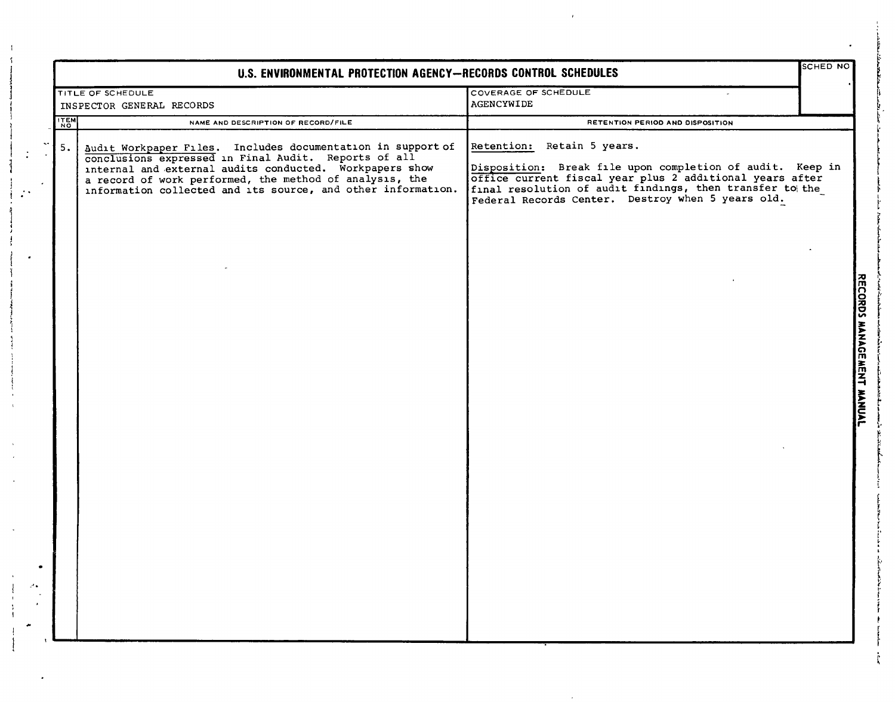# U.S. ENVIRONMENTAL PROTECTION AGENCY—RECORDS CONTROL SCHEDULES

| TITLE OF SCHEDULE | COVERAGE OF SCHEDULE | SCHED NO |
|---|---|---|
| INSPECTOR GENERAL RECORDS | AGENCYWIDE | |

| ITEM NO | NAME AND DESCRIPTION OF RECORD/FILE | RETENTION PERIOD AND DISPOSITION |
|---|---|---|
| 5. | Audit Workpaper Files. Includes documentation in support of conclusions expressed in Final Audit. Reports of all internal and external audits conducted. Workpapers show a record of work performed, the method of analysis, the information collected and its source, and other information. | Retention: Retain 5 years.<br><br>Disposition: Break file upon completion of audit. Keep in office current fiscal year plus 2 additional years after final resolution of audit findings, then transfer to the Federal Records Center. Destroy when 5 years old. |

RECORDS MANAGEMENT MANUAL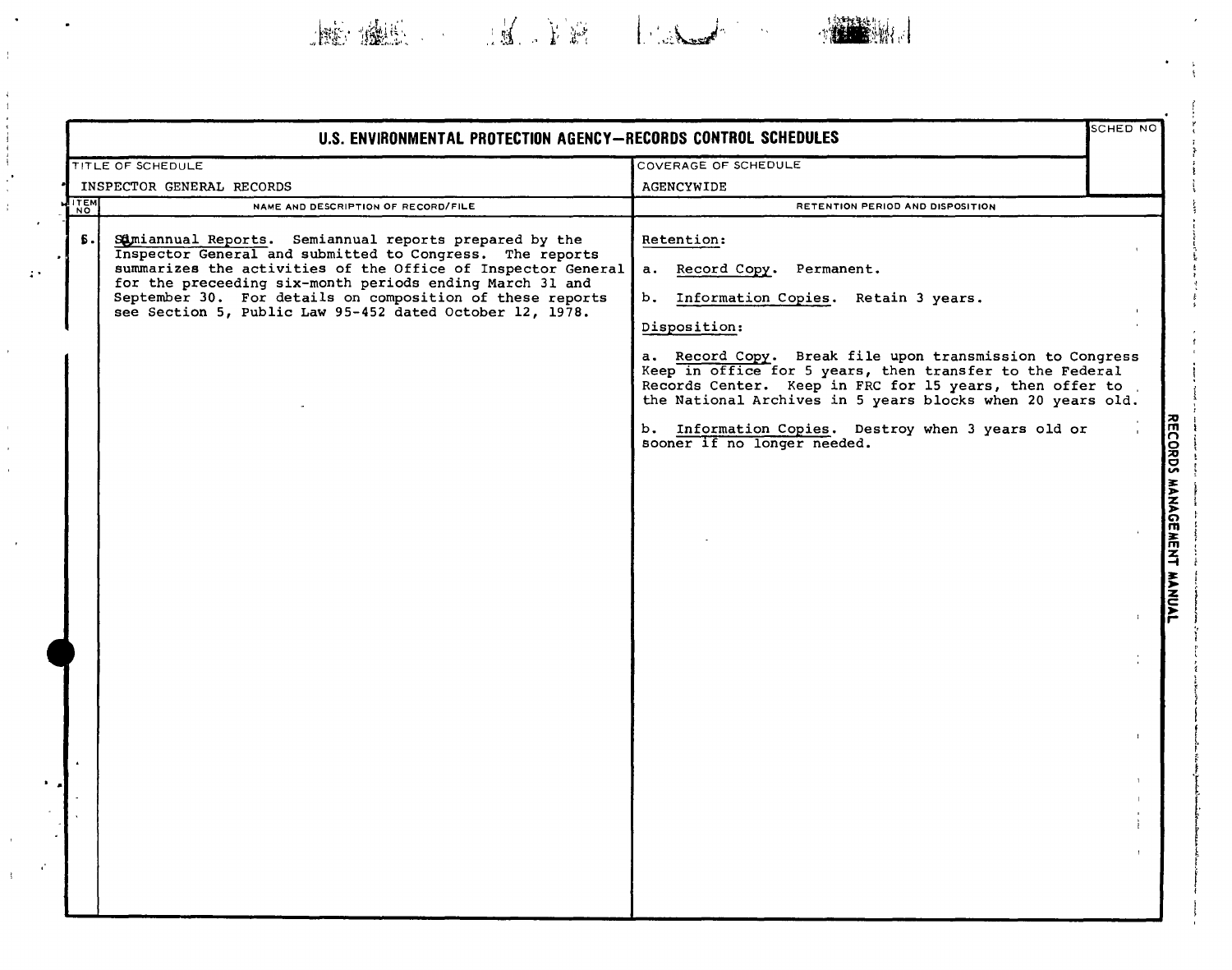# U.S. ENVIRONMENTAL PROTECTION AGENCY—RECORDS CONTROL SCHEDULES

| TITLE OF SCHEDULE | COVERAGE OF SCHEDULE | SCHED NO |
|---|---|---|
| INSPECTOR GENERAL RECORDS | AGENCYWIDE | |

| ITEM NO | NAME AND DESCRIPTION OF RECORD/FILE | RETENTION PERIOD AND DISPOSITION |
|---|---|---|
| 6. | Semiannual Reports. Semiannual reports prepared by the Inspector General and submitted to Congress. The reports summarizes the activities of the Office of Inspector General for the preceeding six-month periods ending March 31 and September 30. For details on composition of these reports see Section 5, Public Law 95-452 dated October 12, 1978. | Retention:<br><br>a. Record Copy. Permanent.<br><br>b. Information Copies. Retain 3 years.<br><br>Disposition:<br><br>a. Record Copy. Break file upon transmission to Congress Keep in office for 5 years, then transfer to the Federal Records Center. Keep in FRC for 15 years, then offer to the National Archives in 5 years blocks when 20 years old.<br><br>b. Information Copies. Destroy when 3 years old or sooner if no longer needed. |